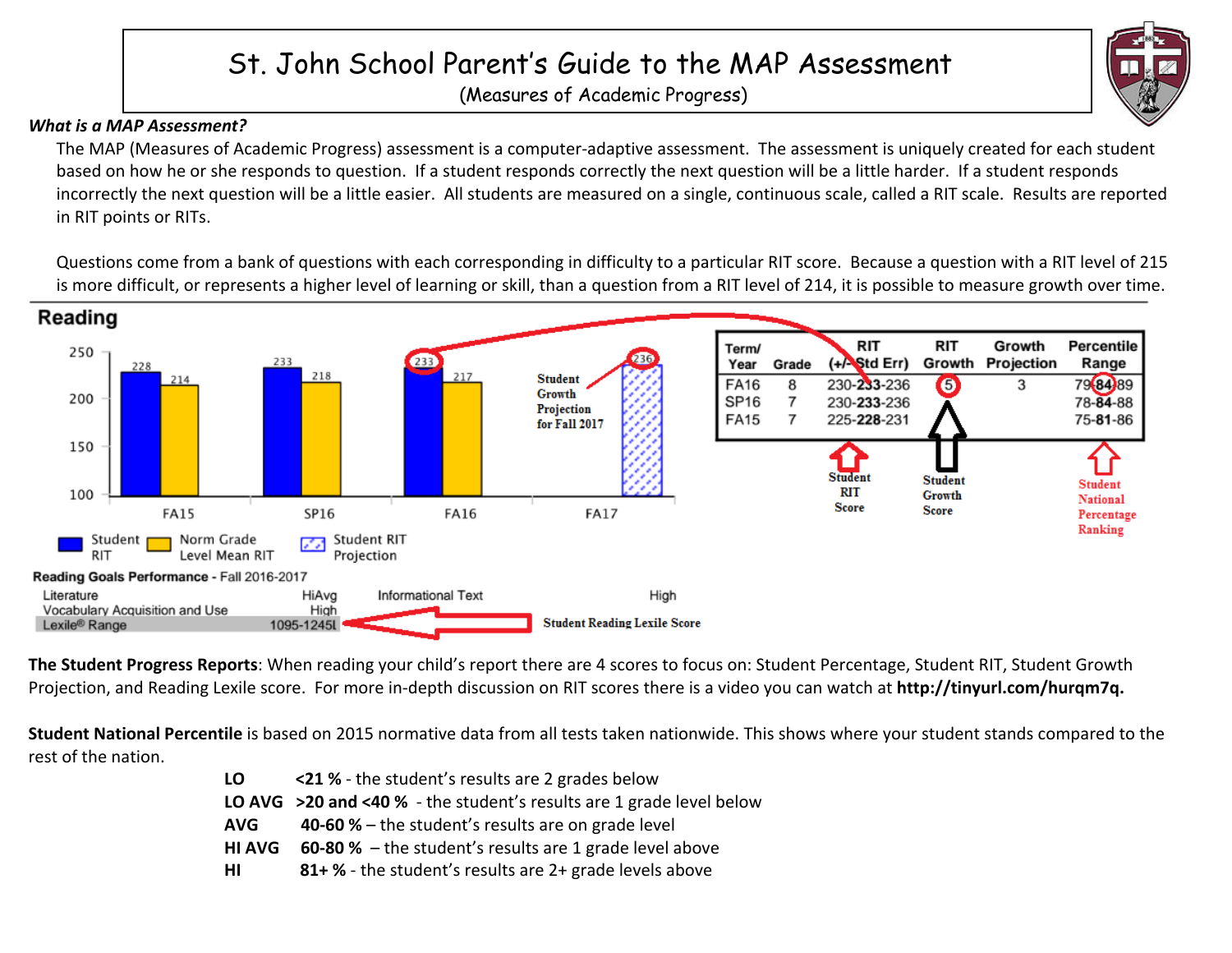# St. John School Parent's Guide to the MAP Assessment

(Measures of Academic Progress)

***What is a MAP Assessment?***

The MAP (Measures of Academic Progress) assessment is a computer-adaptive assessment. The assessment is uniquely created for each student based on how he or she responds to question. If a student responds correctly the next question will be a little harder. If a student responds incorrectly the next question will be a little easier. All students are measured on a single, continuous scale, called a RIT scale. Results are reported in RIT points or RITs.

Questions come from a bank of questions with each corresponding in difficulty to a particular RIT score. Because a question with a RIT level of 215 is more difficult, or represents a higher level of learning or skill, than a question from a RIT level of 214, it is possible to measure growth over time.

## Reading

| Term/Year | Student RIT | Norm Grade Level Mean RIT |
|---|---|---|
| FA15 | 228 | 214 |
| SP16 | 233 | 218 |
| FA16 | 233 | 217 |
| FA17 | 236 (Student RIT Projection) | |

Student Growth Projection for Fall 2017

| Term/Year | Grade | RIT (+/- Std Err) | RIT Growth | Growth Projection | Percentile Range |
|---|---|---|---|---|---|
| FA16 | 8 | 230-233-236 | 5 | 3 | 79-84-89 |
| SP16 | 7 | 230-233-236 | | | 78-84-88 |
| FA15 | 7 | 225-228-231 | | | 75-81-86 |

Student RIT Score — Student Growth Score — Student National Percentage Ranking

**Reading Goals Performance** - Fall 2016-2017

| | | | |
|---|---|---|---|
| Literature | HiAvg | Informational Text | High |
| Vocabulary Acquisition and Use | High | | |
| Lexile® Range | 1095-1245L | | |

Student Reading Lexile Score

**The Student Progress Reports**: When reading your child's report there are 4 scores to focus on: Student Percentage, Student RIT, Student Growth Projection, and Reading Lexile score. For more in-depth discussion on RIT scores there is a video you can watch at **http://tinyurl.com/hurqm7q.**

**Student National Percentile** is based on 2015 normative data from all tests taken nationwide. This shows where your student stands compared to the rest of the nation.

- **LO** **<21 %** - the student's results are 2 grades below
- **LO AVG** **>20 and <40 %** - the student's results are 1 grade level below
- **AVG** **40-60 %** – the student's results are on grade level
- **HI AVG** **60-80 %** – the student's results are 1 grade level above
- **HI** **81+ %** - the student's results are 2+ grade levels above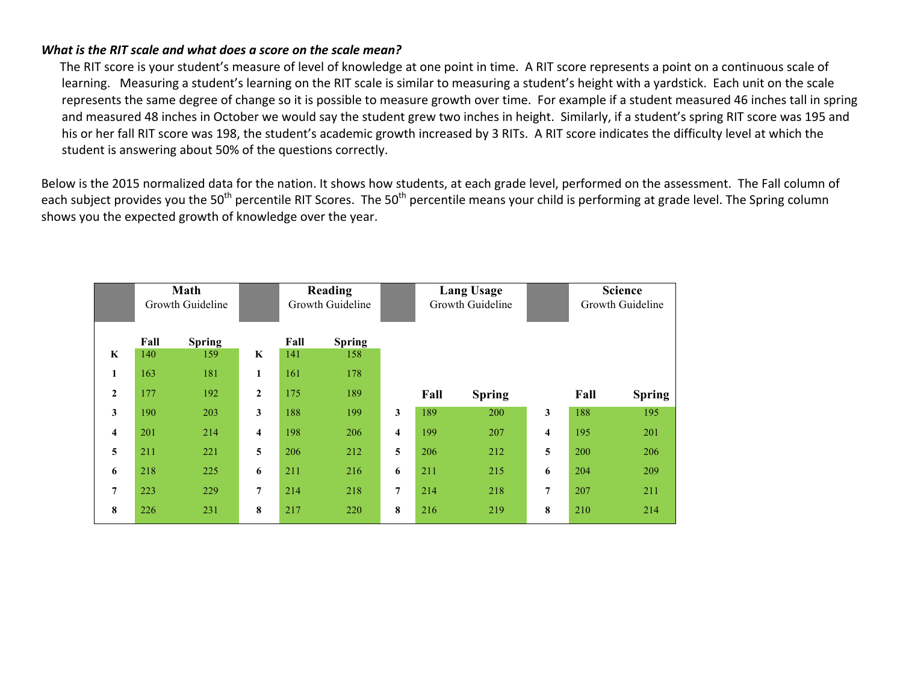***What is the RIT scale and what does a score on the scale mean?***

The RIT score is your student's measure of level of knowledge at one point in time. A RIT score represents a point on a continuous scale of learning. Measuring a student's learning on the RIT scale is similar to measuring a student's height with a yardstick. Each unit on the scale represents the same degree of change so it is possible to measure growth over time. For example if a student measured 46 inches tall in spring and measured 48 inches in October we would say the student grew two inches in height. Similarly, if a student's spring RIT score was 195 and his or her fall RIT score was 198, the student's academic growth increased by 3 RITs. A RIT score indicates the difficulty level at which the student is answering about 50% of the questions correctly.

Below is the 2015 normalized data for the nation. It shows how students, at each grade level, performed on the assessment. The Fall column of each subject provides you the 50th percentile RIT Scores. The 50th percentile means your child is performing at grade level. The Spring column shows you the expected growth of knowledge over the year.

| | **Math** Growth Guideline | | | **Reading** Growth Guideline | | | **Lang Usage** Growth Guideline | | | **Science** Growth Guideline | |
|---|---|---|---|---|---|---|---|---|---|---|---|
| | **Fall** | **Spring** | | **Fall** | **Spring** | | **Fall** | **Spring** | | **Fall** | **Spring** |
| **K** | 140 | 159 | **K** | 141 | 158 | | | | | | |
| **1** | 163 | 181 | **1** | 161 | 178 | | | | | | |
| **2** | 177 | 192 | **2** | 175 | 189 | | | | | | |
| **3** | 190 | 203 | **3** | 188 | 199 | **3** | 189 | 200 | **3** | 188 | 195 |
| **4** | 201 | 214 | **4** | 198 | 206 | **4** | 199 | 207 | **4** | 195 | 201 |
| **5** | 211 | 221 | **5** | 206 | 212 | **5** | 206 | 212 | **5** | 200 | 206 |
| **6** | 218 | 225 | **6** | 211 | 216 | **6** | 211 | 215 | **6** | 204 | 209 |
| **7** | 223 | 229 | **7** | 214 | 218 | **7** | 214 | 218 | **7** | 207 | 211 |
| **8** | 226 | 231 | **8** | 217 | 220 | **8** | 216 | 219 | **8** | 210 | 214 |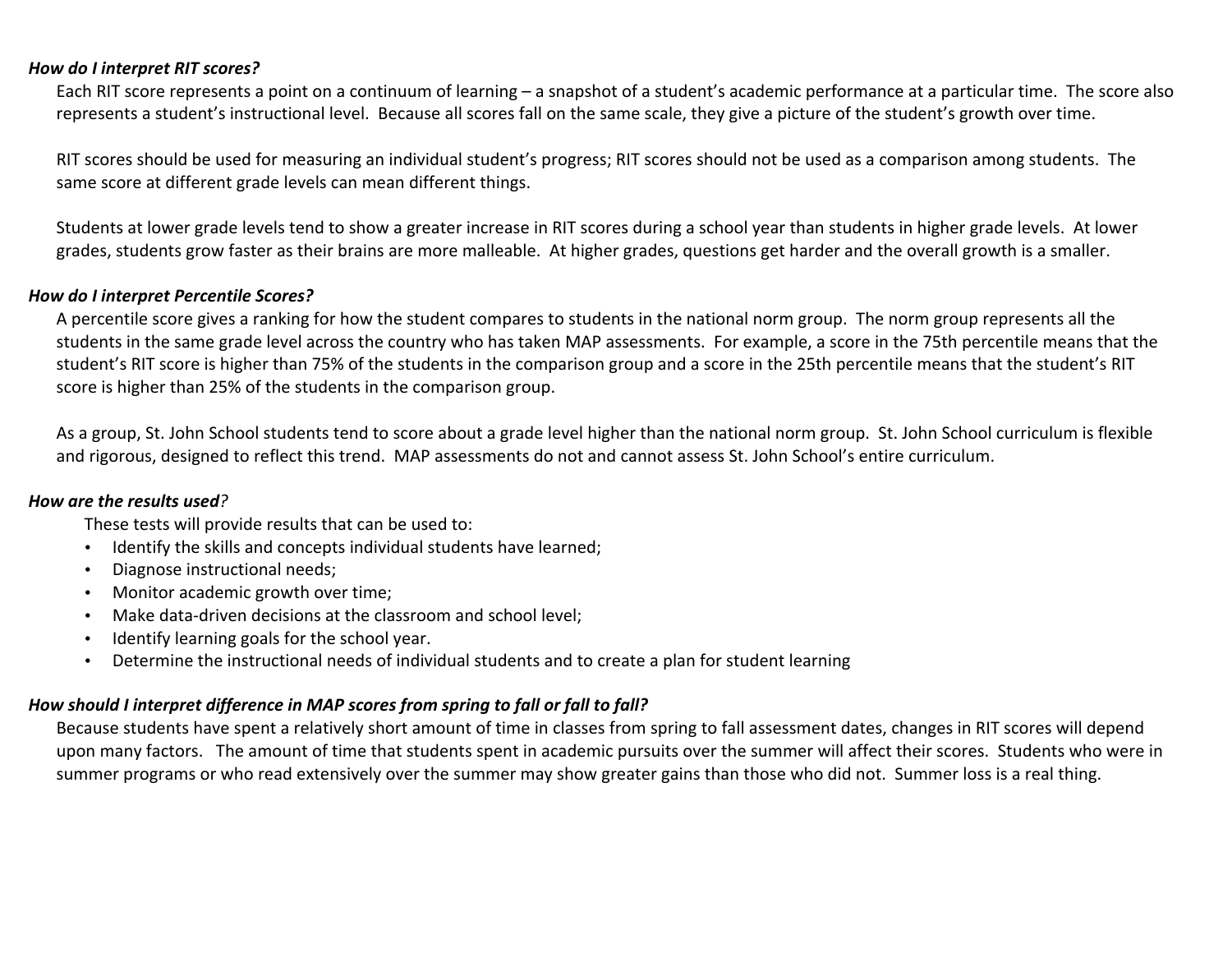***How do I interpret RIT scores?***

Each RIT score represents a point on a continuum of learning – a snapshot of a student's academic performance at a particular time. The score also represents a student's instructional level. Because all scores fall on the same scale, they give a picture of the student's growth over time.

RIT scores should be used for measuring an individual student's progress; RIT scores should not be used as a comparison among students. The same score at different grade levels can mean different things.

Students at lower grade levels tend to show a greater increase in RIT scores during a school year than students in higher grade levels. At lower grades, students grow faster as their brains are more malleable. At higher grades, questions get harder and the overall growth is a smaller.

***How do I interpret Percentile Scores?***

A percentile score gives a ranking for how the student compares to students in the national norm group. The norm group represents all the students in the same grade level across the country who has taken MAP assessments. For example, a score in the 75th percentile means that the student's RIT score is higher than 75% of the students in the comparison group and a score in the 25th percentile means that the student's RIT score is higher than 25% of the students in the comparison group.

As a group, St. John School students tend to score about a grade level higher than the national norm group. St. John School curriculum is flexible and rigorous, designed to reflect this trend. MAP assessments do not and cannot assess St. John School's entire curriculum.

***How are the results used?***

These tests will provide results that can be used to:

- Identify the skills and concepts individual students have learned;
- Diagnose instructional needs;
- Monitor academic growth over time;
- Make data-driven decisions at the classroom and school level;
- Identify learning goals for the school year.
- Determine the instructional needs of individual students and to create a plan for student learning

***How should I interpret difference in MAP scores from spring to fall or fall to fall?***

Because students have spent a relatively short amount of time in classes from spring to fall assessment dates, changes in RIT scores will depend upon many factors. The amount of time that students spent in academic pursuits over the summer will affect their scores. Students who were in summer programs or who read extensively over the summer may show greater gains than those who did not. Summer loss is a real thing.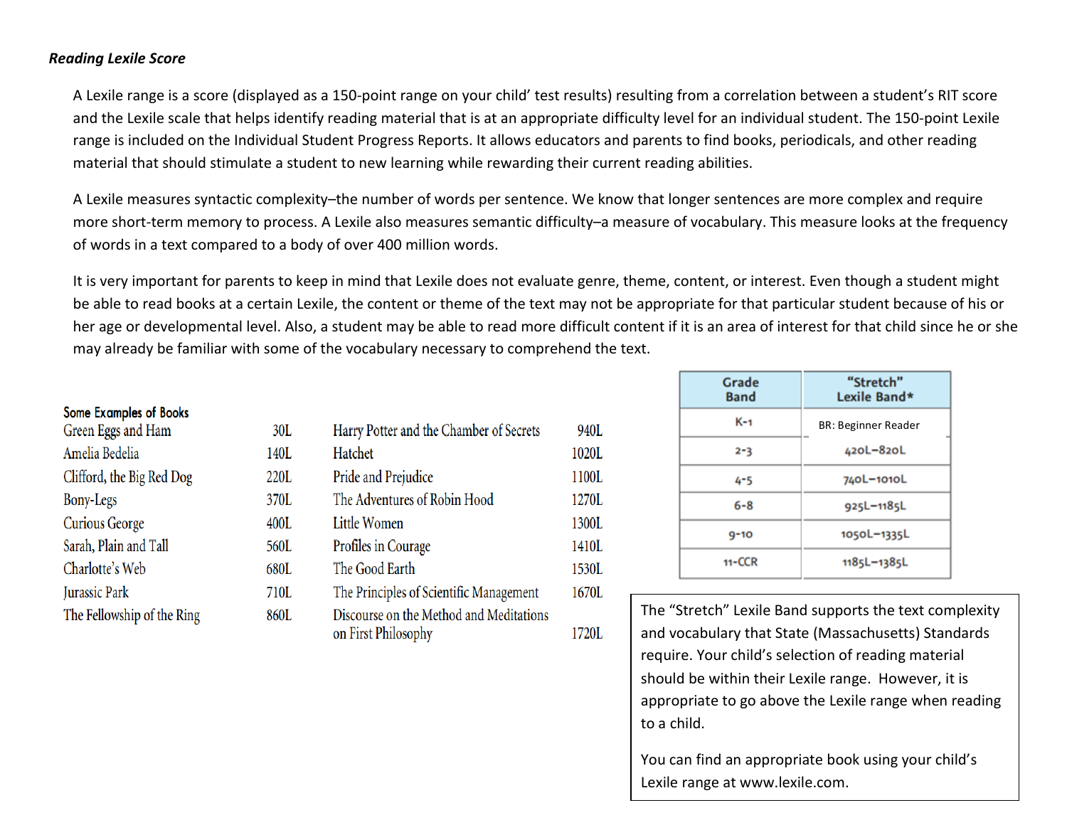***Reading Lexile Score***

A Lexile range is a score (displayed as a 150-point range on your child' test results) resulting from a correlation between a student's RIT score and the Lexile scale that helps identify reading material that is at an appropriate difficulty level for an individual student. The 150-point Lexile range is included on the Individual Student Progress Reports. It allows educators and parents to find books, periodicals, and other reading material that should stimulate a student to new learning while rewarding their current reading abilities.

A Lexile measures syntactic complexity–the number of words per sentence. We know that longer sentences are more complex and require more short-term memory to process. A Lexile also measures semantic difficulty–a measure of vocabulary. This measure looks at the frequency of words in a text compared to a body of over 400 million words.

It is very important for parents to keep in mind that Lexile does not evaluate genre, theme, content, or interest. Even though a student might be able to read books at a certain Lexile, the content or theme of the text may not be appropriate for that particular student because of his or her age or developmental level. Also, a student may be able to read more difficult content if it is an area of interest for that child since he or she may already be familiar with some of the vocabulary necessary to comprehend the text.

**Some Examples of Books**

| | | | |
|---|---|---|---|
| Green Eggs and Ham | 30L | Harry Potter and the Chamber of Secrets | 940L |
| Amelia Bedelia | 140L | Hatchet | 1020L |
| Clifford, the Big Red Dog | 220L | Pride and Prejudice | 1100L |
| Bony-Legs | 370L | The Adventures of Robin Hood | 1270L |
| Curious George | 400L | Little Women | 1300L |
| Sarah, Plain and Tall | 560L | Profiles in Courage | 1410L |
| Charlotte's Web | 680L | The Good Earth | 1530L |
| Jurassic Park | 710L | The Principles of Scientific Management | 1670L |
| The Fellowship of the Ring | 860L | Discourse on the Method and Meditations on First Philosophy | 1720L |

| Grade Band | "Stretch" Lexile Band* |
|---|---|
| K-1 | BR: Beginner Reader |
| 2-3 | 420L–820L |
| 4-5 | 740L–1010L |
| 6-8 | 925L–1185L |
| 9-10 | 1050L–1335L |
| 11-CCR | 1185L–1385L |

The "Stretch" Lexile Band supports the text complexity and vocabulary that State (Massachusetts) Standards require. Your child's selection of reading material should be within their Lexile range. However, it is appropriate to go above the Lexile range when reading to a child.

You can find an appropriate book using your child's Lexile range at www.lexile.com.